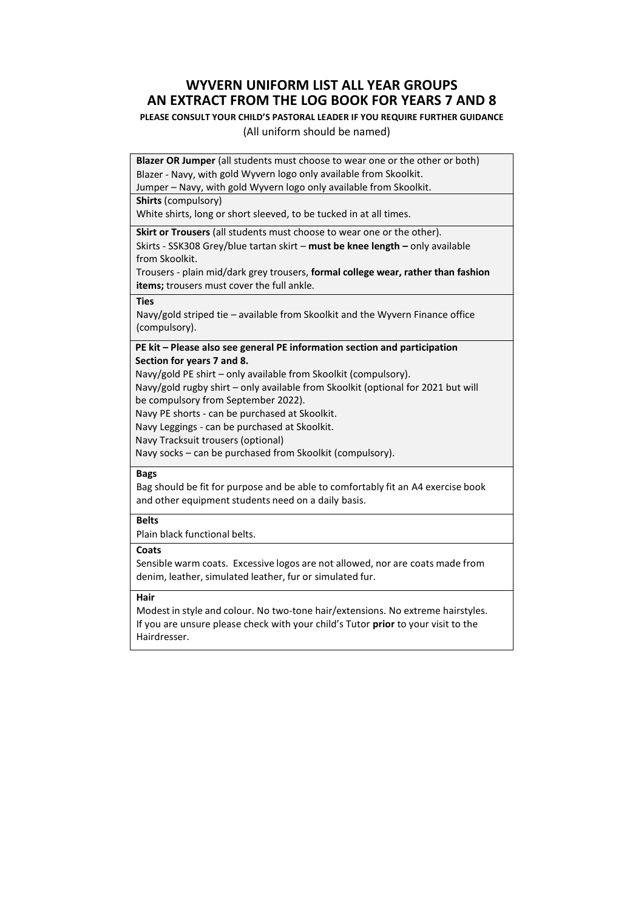# WYVERN UNIFORM LIST ALL YEAR GROUPS
# AN EXTRACT FROM THE LOG BOOK FOR YEARS 7 AND 8

**PLEASE CONSULT YOUR CHILD'S PASTORAL LEADER IF YOU REQUIRE FURTHER GUIDANCE**

(All uniform should be named)

**Blazer OR Jumper** (all students must choose to wear one or the other or both)
Blazer - Navy, with gold Wyvern logo only available from Skoolkit.
Jumper – Navy, with gold Wyvern logo only available from Skoolkit.

**Shirts** (compulsory)
White shirts, long or short sleeved, to be tucked in at all times.

**Skirt or Trousers** (all students must choose to wear one or the other).
Skirts - SSK308 Grey/blue tartan skirt – **must be knee length –** only available from Skoolkit.
Trousers - plain mid/dark grey trousers, **formal college wear, rather than fashion items;** trousers must cover the full ankle.

**Ties**
Navy/gold striped tie – available from Skoolkit and the Wyvern Finance office (compulsory).

**PE kit – Please also see general PE information section and participation Section for years 7 and 8.**
Navy/gold PE shirt – only available from Skoolkit (compulsory).
Navy/gold rugby shirt – only available from Skoolkit (optional for 2021 but will be compulsory from September 2022).
Navy PE shorts - can be purchased at Skoolkit.
Navy Leggings - can be purchased at Skoolkit.
Navy Tracksuit trousers (optional)
Navy socks – can be purchased from Skoolkit (compulsory).

**Bags**
Bag should be fit for purpose and be able to comfortably fit an A4 exercise book and other equipment students need on a daily basis.

**Belts**
Plain black functional belts.

**Coats**
Sensible warm coats. Excessive logos are not allowed, nor are coats made from denim, leather, simulated leather, fur or simulated fur.

**Hair**
Modest in style and colour. No two-tone hair/extensions. No extreme hairstyles. If you are unsure please check with your child's Tutor **prior** to your visit to the Hairdresser.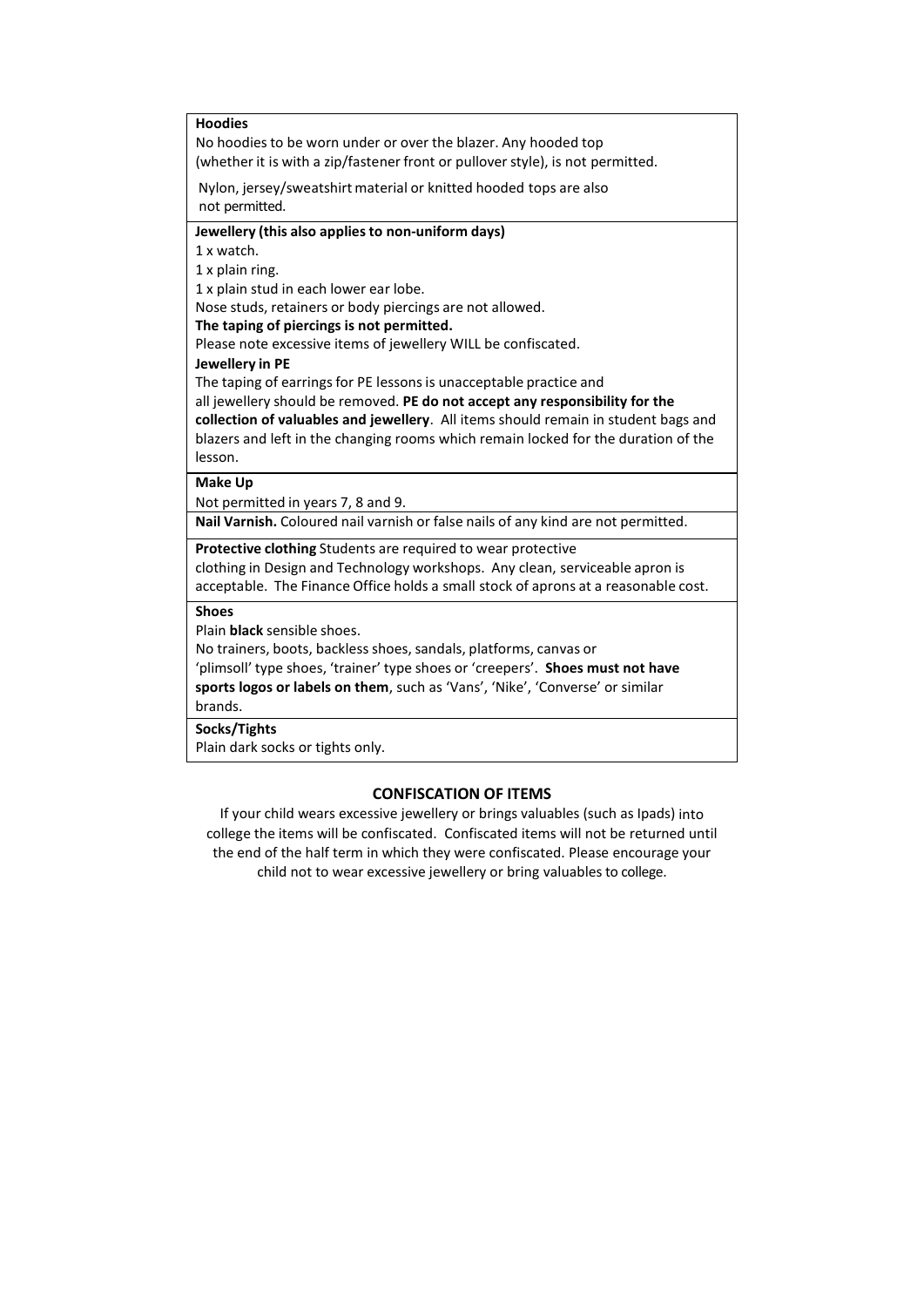**Hoodies**

No hoodies to be worn under or over the blazer. Any hooded top (whether it is with a zip/fastener front or pullover style), is not permitted.

Nylon, jersey/sweatshirt material or knitted hooded tops are also not permitted.

**Jewellery (this also applies to non-uniform days)**

1 x watch.
1 x plain ring.
1 x plain stud in each lower ear lobe.
Nose studs, retainers or body piercings are not allowed.
**The taping of piercings is not permitted.**
Please note excessive items of jewellery WILL be confiscated.

**Jewellery in PE**

The taping of earrings for PE lessons is unacceptable practice and all jewellery should be removed. **PE do not accept any responsibility for the collection of valuables and jewellery**. All items should remain in student bags and blazers and left in the changing rooms which remain locked for the duration of the lesson.

**Make Up**

Not permitted in years 7, 8 and 9.

**Nail Varnish.** Coloured nail varnish or false nails of any kind are not permitted.

**Protective clothing** Students are required to wear protective clothing in Design and Technology workshops. Any clean, serviceable apron is acceptable. The Finance Office holds a small stock of aprons at a reasonable cost.

**Shoes**

Plain **black** sensible shoes.
No trainers, boots, backless shoes, sandals, platforms, canvas or 'plimsoll' type shoes, 'trainer' type shoes or 'creepers'. **Shoes must not have sports logos or labels on them**, such as 'Vans', 'Nike', 'Converse' or similar brands.

**Socks/Tights**

Plain dark socks or tights only.

## CONFISCATION OF ITEMS

If your child wears excessive jewellery or brings valuables (such as Ipads) into college the items will be confiscated. Confiscated items will not be returned until the end of the half term in which they were confiscated. Please encourage your child not to wear excessive jewellery or bring valuables to college.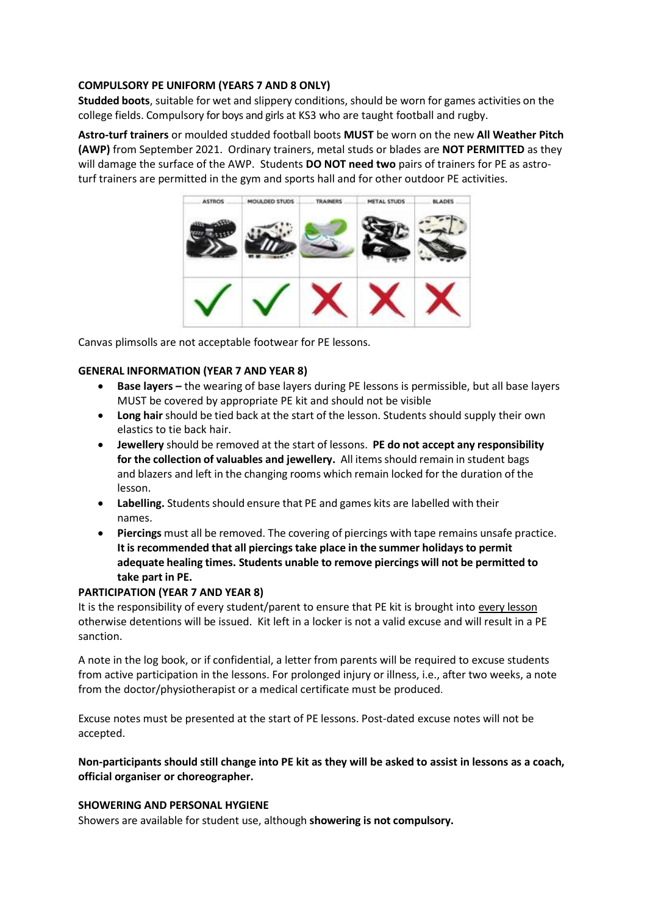**COMPULSORY PE UNIFORM (YEARS 7 AND 8 ONLY)**

**Studded boots**, suitable for wet and slippery conditions, should be worn for games activities on the college fields. Compulsory for boys and girls at KS3 who are taught football and rugby.

**Astro-turf trainers** or moulded studded football boots **MUST** be worn on the new **All Weather Pitch (AWP)** from September 2021. Ordinary trainers, metal studs or blades are **NOT PERMITTED** as they will damage the surface of the AWP. Students **DO NOT need two** pairs of trainers for PE as astro-turf trainers are permitted in the gym and sports hall and for other outdoor PE activities.

| ASTROS | MOULDED STUDS | TRAINERS | METAL STUDS | BLADES |
| --- | --- | --- | --- | --- |
| ✓ | ✓ | ✗ | ✗ | ✗ |

Canvas plimsolls are not acceptable footwear for PE lessons.

**GENERAL INFORMATION (YEAR 7 AND YEAR 8)**

- **Base layers –** the wearing of base layers during PE lessons is permissible, but all base layers MUST be covered by appropriate PE kit and should not be visible
- **Long hair** should be tied back at the start of the lesson. Students should supply their own elastics to tie back hair.
- **Jewellery** should be removed at the start of lessons. **PE do not accept any responsibility for the collection of valuables and jewellery.** All items should remain in student bags and blazers and left in the changing rooms which remain locked for the duration of the lesson.
- **Labelling.** Students should ensure that PE and games kits are labelled with their names.
- **Piercings** must all be removed. The covering of piercings with tape remains unsafe practice. **It is recommended that all piercings take place in the summer holidays to permit adequate healing times. Students unable to remove piercings will not be permitted to take part in PE.**

**PARTICIPATION (YEAR 7 AND YEAR 8)**

It is the responsibility of every student/parent to ensure that PE kit is brought into <u>every lesson</u> otherwise detentions will be issued. Kit left in a locker is not a valid excuse and will result in a PE sanction.

A note in the log book, or if confidential, a letter from parents will be required to excuse students from active participation in the lessons. For prolonged injury or illness, i.e., after two weeks, a note from the doctor/physiotherapist or a medical certificate must be produced.

Excuse notes must be presented at the start of PE lessons. Post-dated excuse notes will not be accepted.

**Non-participants should still change into PE kit as they will be asked to assist in lessons as a coach, official organiser or choreographer.**

**SHOWERING AND PERSONAL HYGIENE**

Showers are available for student use, although **showering is not compulsory.**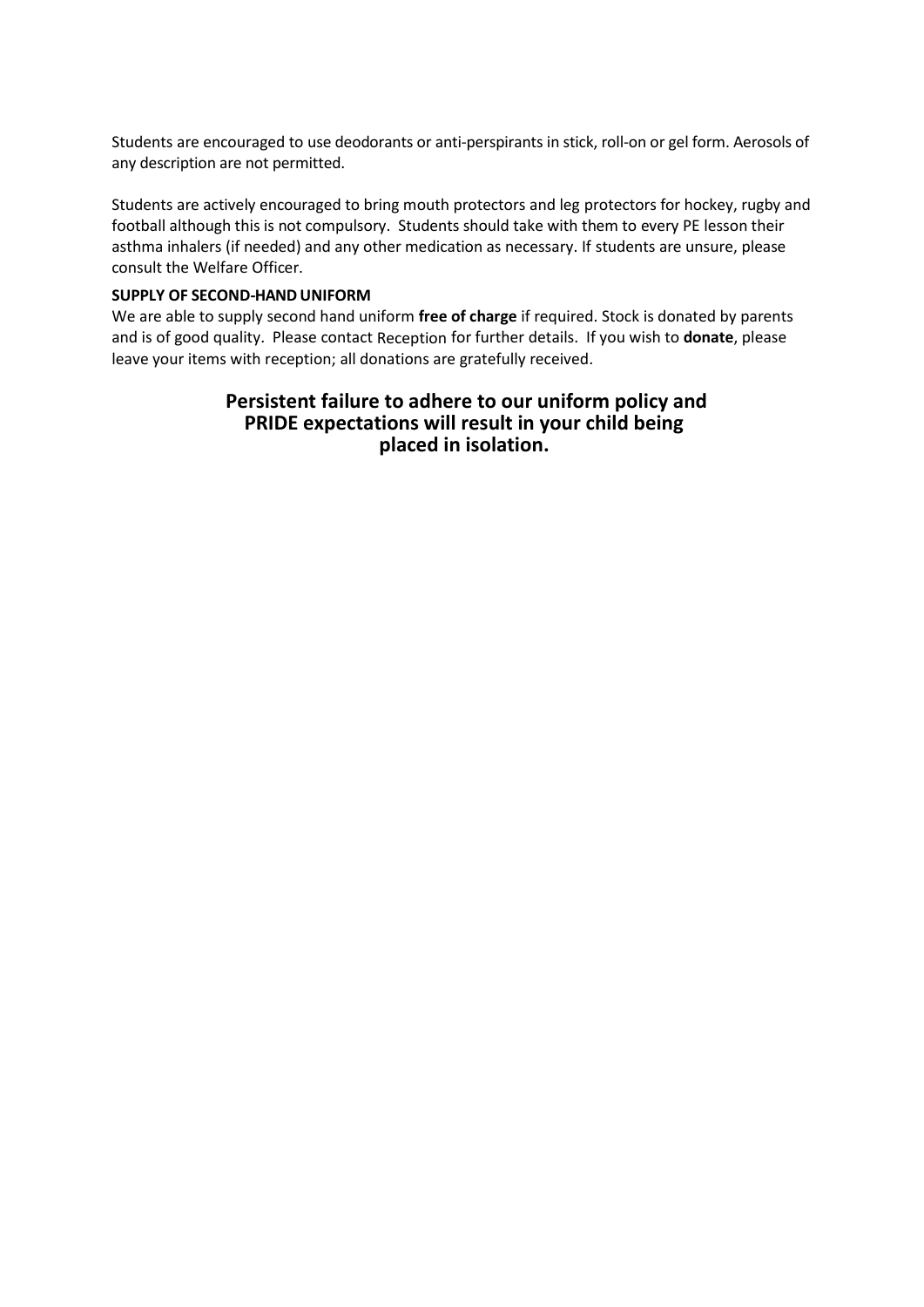Students are encouraged to use deodorants or anti-perspirants in stick, roll-on or gel form. Aerosols of any description are not permitted.

Students are actively encouraged to bring mouth protectors and leg protectors for hockey, rugby and football although this is not compulsory. Students should take with them to every PE lesson their asthma inhalers (if needed) and any other medication as necessary. If students are unsure, please consult the Welfare Officer.

**SUPPLY OF SECOND-HAND UNIFORM**

We are able to supply second hand uniform **free of charge** if required. Stock is donated by parents and is of good quality. Please contact Reception for further details. If you wish to **donate**, please leave your items with reception; all donations are gratefully received.

**Persistent failure to adhere to our uniform policy and PRIDE expectations will result in your child being placed in isolation.**